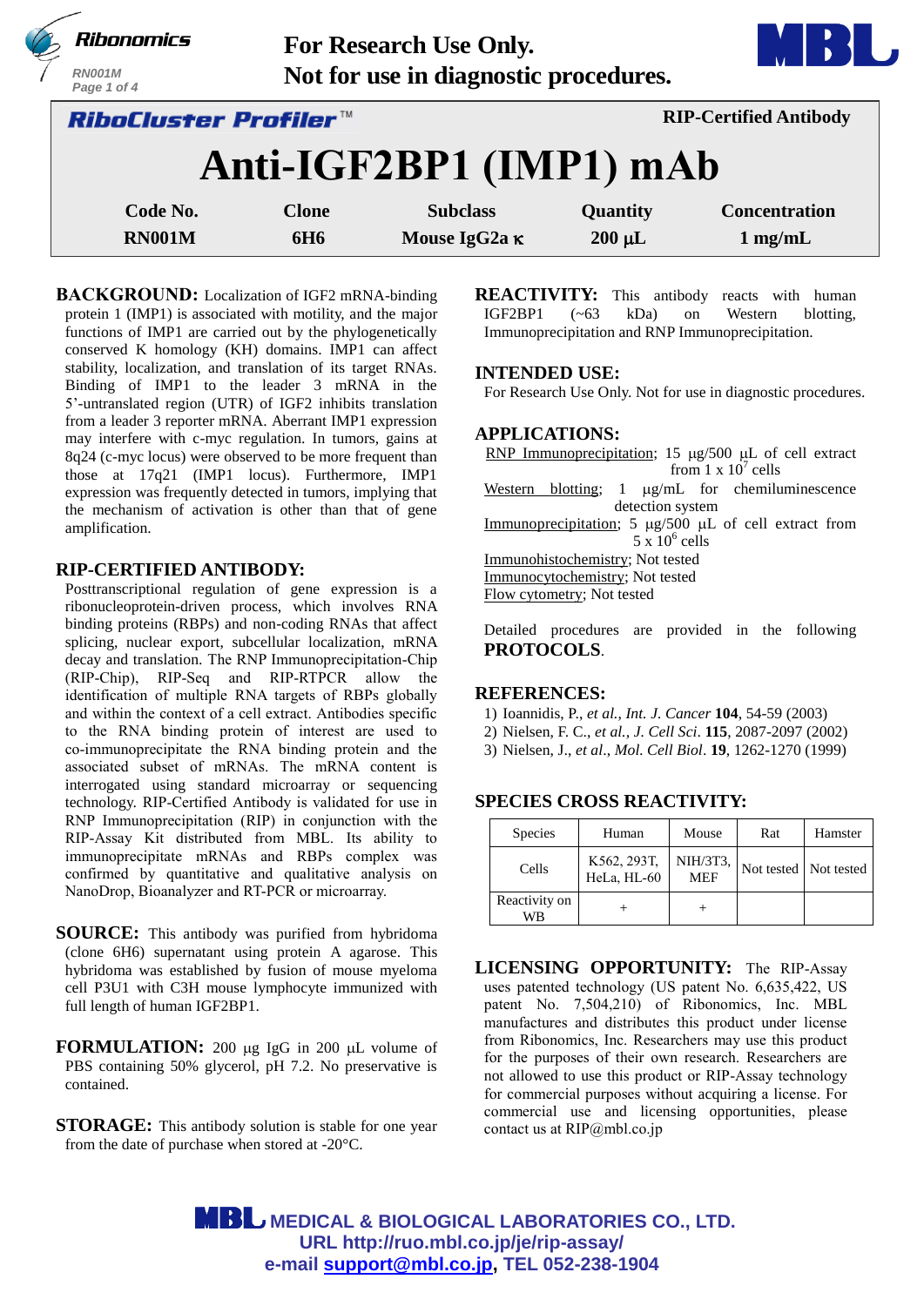For Research Use Only.
Not for use in diagnostic procedures.

**RiboCluster Profiler™** — RIP-Certified Antibody

# Anti-IGF2BP1 (IMP1) mAb

| Code No. | Clone | Subclass | Quantity | Concentration |
|---|---|---|---|---|
| RN001M | 6H6 | Mouse IgG2a κ | 200 μL | 1 mg/mL |

**BACKGROUND:** Localization of IGF2 mRNA-binding protein 1 (IMP1) is associated with motility, and the major functions of IMP1 are carried out by the phylogenetically conserved K homology (KH) domains. IMP1 can affect stability, localization, and translation of its target RNAs. Binding of IMP1 to the leader 3 mRNA in the 5'-untranslated region (UTR) of IGF2 inhibits translation from a leader 3 reporter mRNA. Aberrant IMP1 expression may interfere with c-myc regulation. In tumors, gains at 8q24 (c-myc locus) were observed to be more frequent than those at 17q21 (IMP1 locus). Furthermore, IMP1 expression was frequently detected in tumors, implying that the mechanism of activation is other than that of gene amplification.

## RIP-CERTIFIED ANTIBODY:

Posttranscriptional regulation of gene expression is a ribonucleoprotein-driven process, which involves RNA binding proteins (RBPs) and non-coding RNAs that affect splicing, nuclear export, subcellular localization, mRNA decay and translation. The RNP Immunoprecipitation-Chip (RIP-Chip), RIP-Seq and RIP-RTPCR allow the identification of multiple RNA targets of RBPs globally and within the context of a cell extract. Antibodies specific to the RNA binding protein of interest are used to co-immunoprecipitate the RNA binding protein and the associated subset of mRNAs. The mRNA content is interrogated using standard microarray or sequencing technology. RIP-Certified Antibody is validated for use in RNP Immunoprecipitation (RIP) in conjunction with the RIP-Assay Kit distributed from MBL. Its ability to immunoprecipitate mRNAs and RBPs complex was confirmed by quantitative and qualitative analysis on NanoDrop, Bioanalyzer and RT-PCR or microarray.

**SOURCE:** This antibody was purified from hybridoma (clone 6H6) supernatant using protein A agarose. This hybridoma was established by fusion of mouse myeloma cell P3U1 with C3H mouse lymphocyte immunized with full length of human IGF2BP1.

**FORMULATION:** 200 μg IgG in 200 μL volume of PBS containing 50% glycerol, pH 7.2. No preservative is contained.

**STORAGE:** This antibody solution is stable for one year from the date of purchase when stored at -20°C.

**REACTIVITY:** This antibody reacts with human IGF2BP1 (~63 kDa) on Western blotting, Immunoprecipitation and RNP Immunoprecipitation.

## INTENDED USE:

For Research Use Only. Not for use in diagnostic procedures.

## APPLICATIONS:

RNP Immunoprecipitation; 15 μg/500 μL of cell extract from 1 x $10^7$ cells
Western blotting; 1 μg/mL for chemiluminescence detection system
Immunoprecipitation; 5 μg/500 μL of cell extract from 5 x $10^6$ cells
Immunohistochemistry; Not tested
Immunocytochemistry; Not tested
Flow cytometry; Not tested

Detailed procedures are provided in the following **PROTOCOLS**.

## REFERENCES:

1) Ioannidis, P., *et al., Int. J. Cancer* **104**, 54-59 (2003)
2) Nielsen, F. C., *et al., J. Cell Sci*. **115**, 2087-2097 (2002)
3) Nielsen, J., *et al*., *Mol. Cell Biol*. **19**, 1262-1270 (1999)

## SPECIES CROSS REACTIVITY:

| Species | Human | Mouse | Rat | Hamster |
|---|---|---|---|---|
| Cells | K562, 293T, HeLa, HL-60 | NIH/3T3, MEF | Not tested | Not tested |
| Reactivity on WB | + | + | | |

**LICENSING OPPORTUNITY:** The RIP-Assay uses patented technology (US patent No. 6,635,422, US patent No. 7,504,210) of Ribonomics, Inc. MBL manufactures and distributes this product under license from Ribonomics, Inc. Researchers may use this product for the purposes of their own research. Researchers are not allowed to use this product or RIP-Assay technology for commercial purposes without acquiring a license. For commercial use and licensing opportunities, please contact us at RIP@mbl.co.jp

MEDICAL & BIOLOGICAL LABORATORIES CO., LTD.
URL http://ruo.mbl.co.jp/je/rip-assay/
e-mail support@mbl.co.jp, TEL 052-238-1904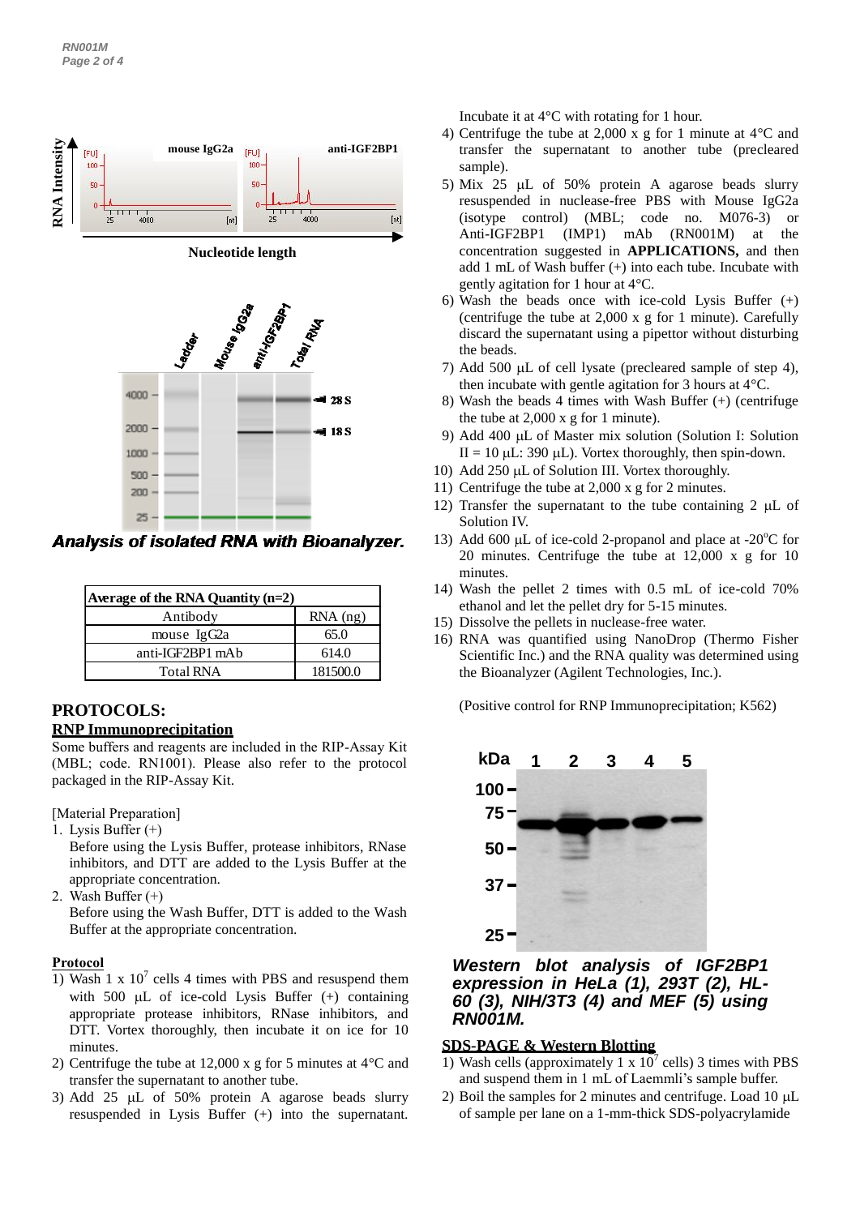Analysis of isolated RNA with Bioanalyzer.

| Average of the RNA Quantity (n=2) | |
|---|---|
| Antibody | RNA (ng) |
| mouse IgG2a | 65.0 |
| anti-IGF2BP1 mAb | 614.0 |
| Total RNA | 181500.0 |

## PROTOCOLS:

### RNP Immunoprecipitation

Some buffers and reagents are included in the RIP-Assay Kit (MBL; code. RN1001). Please also refer to the protocol packaged in the RIP-Assay Kit.

[Material Preparation]

1. Lysis Buffer (+)
   Before using the Lysis Buffer, protease inhibitors, RNase inhibitors, and DTT are added to the Lysis Buffer at the appropriate concentration.
2. Wash Buffer (+)
   Before using the Wash Buffer, DTT is added to the Wash Buffer at the appropriate concentration.

**Protocol**

1) Wash 1 x $10^7$ cells 4 times with PBS and resuspend them with 500 µL of ice-cold Lysis Buffer (+) containing appropriate protease inhibitors, RNase inhibitors, and DTT. Vortex thoroughly, then incubate it on ice for 10 minutes.
2) Centrifuge the tube at 12,000 x g for 5 minutes at 4°C and transfer the supernatant to another tube.
3) Add 25 µL of 50% protein A agarose beads slurry resuspended in Lysis Buffer (+) into the supernatant. Incubate it at 4°C with rotating for 1 hour.
4) Centrifuge the tube at 2,000 x g for 1 minute at 4°C and transfer the supernatant to another tube (precleared sample).
5) Mix 25 µL of 50% protein A agarose beads slurry resuspended in nuclease-free PBS with Mouse IgG2a (isotype control) (MBL; code no. M076-3) or Anti-IGF2BP1 (IMP1) mAb (RN001M) at the concentration suggested in **APPLICATIONS,** and then add 1 mL of Wash buffer (+) into each tube. Incubate with gently agitation for 1 hour at 4°C.
6) Wash the beads once with ice-cold Lysis Buffer (+) (centrifuge the tube at 2,000 x g for 1 minute). Carefully discard the supernatant using a pipettor without disturbing the beads.
7) Add 500 µL of cell lysate (precleared sample of step 4), then incubate with gentle agitation for 3 hours at 4°C.
8) Wash the beads 4 times with Wash Buffer (+) (centrifuge the tube at 2,000 x g for 1 minute).
9) Add 400 µL of Master mix solution (Solution I: Solution II = 10 µL: 390 µL). Vortex thoroughly, then spin-down.
10) Add 250 µL of Solution III. Vortex thoroughly.
11) Centrifuge the tube at 2,000 x g for 2 minutes.
12) Transfer the supernatant to the tube containing 2 µL of Solution IV.
13) Add 600 µL of ice-cold 2-propanol and place at -20°C for 20 minutes. Centrifuge the tube at 12,000 x g for 10 minutes.
14) Wash the pellet 2 times with 0.5 mL of ice-cold 70% ethanol and let the pellet dry for 5-15 minutes.
15) Dissolve the pellets in nuclease-free water.
16) RNA was quantified using NanoDrop (Thermo Fisher Scientific Inc.) and the RNA quality was determined using the Bioanalyzer (Agilent Technologies, Inc.).

(Positive control for RNP Immunoprecipitation; K562)

*Western blot analysis of IGF2BP1 expression in HeLa (1), 293T (2), HL-60 (3), NIH/3T3 (4) and MEF (5) using RN001M.*

### SDS-PAGE & Western Blotting

1) Wash cells (approximately 1 x $10^7$ cells) 3 times with PBS and suspend them in 1 mL of Laemmli's sample buffer.
2) Boil the samples for 2 minutes and centrifuge. Load 10 µL of sample per lane on a 1-mm-thick SDS-polyacrylamide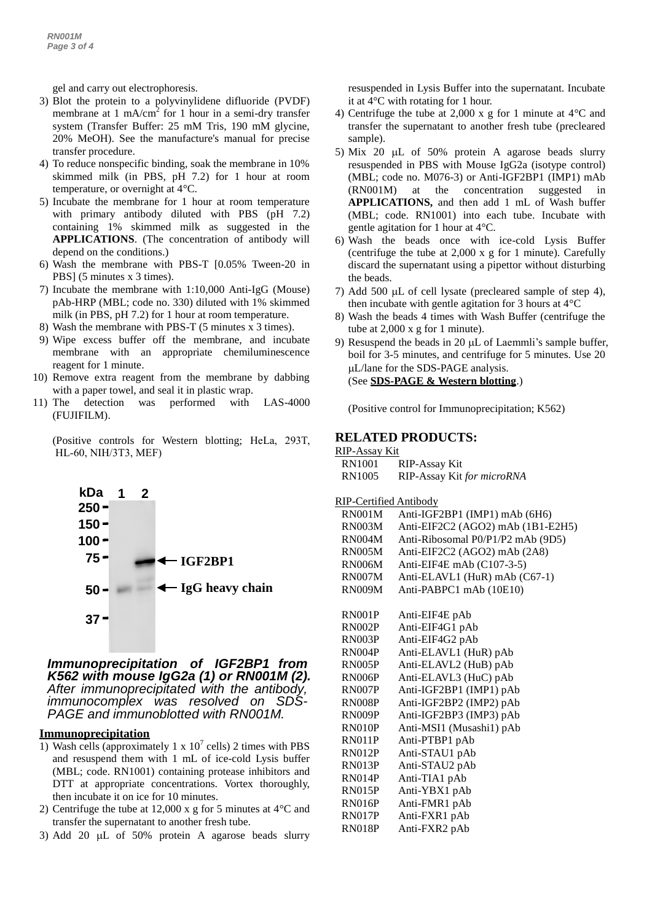gel and carry out electrophoresis.

3) Blot the protein to a polyvinylidene difluoride (PVDF) membrane at 1 mA/cm$^2$ for 1 hour in a semi-dry transfer system (Transfer Buffer: 25 mM Tris, 190 mM glycine, 20% MeOH). See the manufacture's manual for precise transfer procedure.
4) To reduce nonspecific binding, soak the membrane in 10% skimmed milk (in PBS, pH 7.2) for 1 hour at room temperature, or overnight at 4°C.
5) Incubate the membrane for 1 hour at room temperature with primary antibody diluted with PBS (pH 7.2) containing 1% skimmed milk as suggested in the **APPLICATIONS**. (The concentration of antibody will depend on the conditions.)
6) Wash the membrane with PBS-T [0.05% Tween-20 in PBS] (5 minutes x 3 times).
7) Incubate the membrane with 1:10,000 Anti-IgG (Mouse) pAb-HRP (MBL; code no. 330) diluted with 1% skimmed milk (in PBS, pH 7.2) for 1 hour at room temperature.
8) Wash the membrane with PBS-T (5 minutes x 3 times).
9) Wipe excess buffer off the membrane, and incubate membrane with an appropriate chemiluminescence reagent for 1 minute.
10) Remove extra reagent from the membrane by dabbing with a paper towel, and seal it in plastic wrap.
11) The detection was performed with LAS-4000 (FUJIFILM).

(Positive controls for Western blotting; HeLa, 293T, HL-60, NIH/3T3, MEF)

*Immunoprecipitation of IGF2BP1 from K562 with mouse IgG2a (1) or RN001M (2). After immunoprecipitated with the antibody, immunocomplex was resolved on SDS-PAGE and immunoblotted with RN001M.*

**Immunoprecipitation**

1) Wash cells (approximately 1 x $10^7$ cells) 2 times with PBS and resuspend them with 1 mL of ice-cold Lysis buffer (MBL; code. RN1001) containing protease inhibitors and DTT at appropriate concentrations. Vortex thoroughly, then incubate it on ice for 10 minutes.
2) Centrifuge the tube at 12,000 x g for 5 minutes at 4°C and transfer the supernatant to another fresh tube.
3) Add 20 μL of 50% protein A agarose beads slurry resuspended in Lysis Buffer into the supernatant. Incubate it at 4°C with rotating for 1 hour.
4) Centrifuge the tube at 2,000 x g for 1 minute at 4°C and transfer the supernatant to another fresh tube (precleared sample).
5) Mix 20 μL of 50% protein A agarose beads slurry resuspended in PBS with Mouse IgG2a (isotype control) (MBL; code no. M076-3) or Anti-IGF2BP1 (IMP1) mAb (RN001M) at the concentration suggested in **APPLICATIONS,** and then add 1 mL of Wash buffer (MBL; code. RN1001) into each tube. Incubate with gentle agitation for 1 hour at 4°C.
6) Wash the beads once with ice-cold Lysis Buffer (centrifuge the tube at 2,000 x g for 1 minute). Carefully discard the supernatant using a pipettor without disturbing the beads.
7) Add 500 μL of cell lysate (precleared sample of step 4), then incubate with gentle agitation for 3 hours at 4°C
8) Wash the beads 4 times with Wash Buffer (centrifuge the tube at 2,000 x g for 1 minute).
9) Resuspend the beads in 20 μL of Laemmli's sample buffer, boil for 3-5 minutes, and centrifuge for 5 minutes. Use 20 μL/lane for the SDS-PAGE analysis.
(See **SDS-PAGE & Western blotting**.)

(Positive control for Immunoprecipitation; K562)

## RELATED PRODUCTS:

RIP-Assay Kit

| | |
|---|---|
| RN1001 | RIP-Assay Kit |
| RN1005 | RIP-Assay Kit *for microRNA* |

RIP-Certified Antibody

| | |
|---|---|
| RN001M | Anti-IGF2BP1 (IMP1) mAb (6H6) |
| RN003M | Anti-EIF2C2 (AGO2) mAb (1B1-E2H5) |
| RN004M | Anti-Ribosomal P0/P1/P2 mAb (9D5) |
| RN005M | Anti-EIF2C2 (AGO2) mAb (2A8) |
| RN006M | Anti-EIF4E mAb (C107-3-5) |
| RN007M | Anti-ELAVL1 (HuR) mAb (C67-1) |
| RN009M | Anti-PABPC1 mAb (10E10) |
| RN001P | Anti-EIF4E pAb |
| RN002P | Anti-EIF4G1 pAb |
| RN003P | Anti-EIF4G2 pAb |
| RN004P | Anti-ELAVL1 (HuR) pAb |
| RN005P | Anti-ELAVL2 (HuB) pAb |
| RN006P | Anti-ELAVL3 (HuC) pAb |
| RN007P | Anti-IGF2BP1 (IMP1) pAb |
| RN008P | Anti-IGF2BP2 (IMP2) pAb |
| RN009P | Anti-IGF2BP3 (IMP3) pAb |
| RN010P | Anti-MSI1 (Musashi1) pAb |
| RN011P | Anti-PTBP1 pAb |
| RN012P | Anti-STAU1 pAb |
| RN013P | Anti-STAU2 pAb |
| RN014P | Anti-TIA1 pAb |
| RN015P | Anti-YBX1 pAb |
| RN016P | Anti-FMR1 pAb |
| RN017P | Anti-FXR1 pAb |
| RN018P | Anti-FXR2 pAb |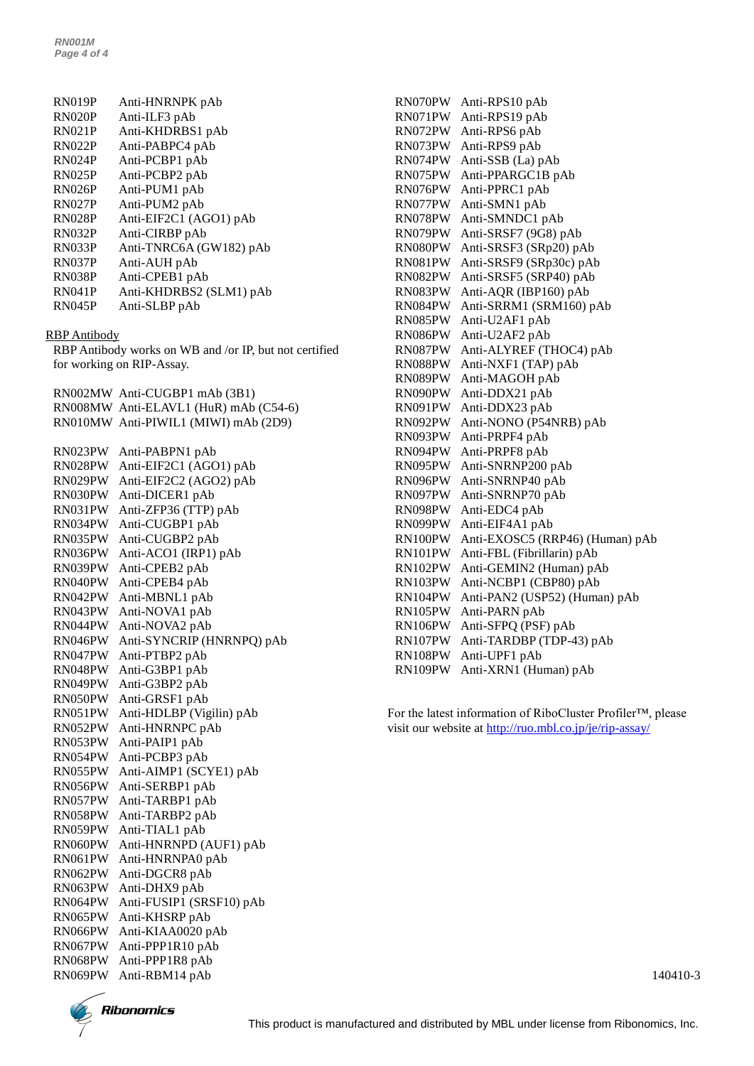| | |
|---|---|
| RN019P | Anti-HNRNPK pAb |
| RN020P | Anti-ILF3 pAb |
| RN021P | Anti-KHDRBS1 pAb |
| RN022P | Anti-PABPC4 pAb |
| RN024P | Anti-PCBP1 pAb |
| RN025P | Anti-PCBP2 pAb |
| RN026P | Anti-PUM1 pAb |
| RN027P | Anti-PUM2 pAb |
| RN028P | Anti-EIF2C1 (AGO1) pAb |
| RN032P | Anti-CIRBP pAb |
| RN033P | Anti-TNRC6A (GW182) pAb |
| RN037P | Anti-AUH pAb |
| RN038P | Anti-CPEB1 pAb |
| RN041P | Anti-KHDRBS2 (SLM1) pAb |
| RN045P | Anti-SLBP pAb |

RBP Antibody

RBP Antibody works on WB and /or IP, but not certified for working on RIP-Assay.

| | |
|---|---|
| RN002MW | Anti-CUGBP1 mAb (3B1) |
| RN008MW | Anti-ELAVL1 (HuR) mAb (C54-6) |
| RN010MW | Anti-PIWIL1 (MIWI) mAb (2D9) |

| | |
|---|---|
| RN023PW | Anti-PABPN1 pAb |
| RN028PW | Anti-EIF2C1 (AGO1) pAb |
| RN029PW | Anti-EIF2C2 (AGO2) pAb |
| RN030PW | Anti-DICER1 pAb |
| RN031PW | Anti-ZFP36 (TTP) pAb |
| RN034PW | Anti-CUGBP1 pAb |
| RN035PW | Anti-CUGBP2 pAb |
| RN036PW | Anti-ACO1 (IRP1) pAb |
| RN039PW | Anti-CPEB2 pAb |
| RN040PW | Anti-CPEB4 pAb |
| RN042PW | Anti-MBNL1 pAb |
| RN043PW | Anti-NOVA1 pAb |
| RN044PW | Anti-NOVA2 pAb |
| RN046PW | Anti-SYNCRIP (HNRNPQ) pAb |
| RN047PW | Anti-PTBP2 pAb |
| RN048PW | Anti-G3BP1 pAb |
| RN049PW | Anti-G3BP2 pAb |
| RN050PW | Anti-GRSF1 pAb |
| RN051PW | Anti-HDLBP (Vigilin) pAb |
| RN052PW | Anti-HNRNPC pAb |
| RN053PW | Anti-PAIP1 pAb |
| RN054PW | Anti-PCBP3 pAb |
| RN055PW | Anti-AIMP1 (SCYE1) pAb |
| RN056PW | Anti-SERBP1 pAb |
| RN057PW | Anti-TARBP1 pAb |
| RN058PW | Anti-TARBP2 pAb |
| RN059PW | Anti-TIAL1 pAb |
| RN060PW | Anti-HNRNPD (AUF1) pAb |
| RN061PW | Anti-HNRNPA0 pAb |
| RN062PW | Anti-DGCR8 pAb |
| RN063PW | Anti-DHX9 pAb |
| RN064PW | Anti-FUSIP1 (SRSF10) pAb |
| RN065PW | Anti-KHSRP pAb |
| RN066PW | Anti-KIAA0020 pAb |
| RN067PW | Anti-PPP1R10 pAb |
| RN068PW | Anti-PPP1R8 pAb |
| RN069PW | Anti-RBM14 pAb |
| RN070PW | Anti-RPS10 pAb |
| RN071PW | Anti-RPS19 pAb |
| RN072PW | Anti-RPS6 pAb |
| RN073PW | Anti-RPS9 pAb |
| RN074PW | Anti-SSB (La) pAb |
| RN075PW | Anti-PPARGC1B pAb |
| RN076PW | Anti-PPRC1 pAb |
| RN077PW | Anti-SMN1 pAb |
| RN078PW | Anti-SMNDC1 pAb |
| RN079PW | Anti-SRSF7 (9G8) pAb |
| RN080PW | Anti-SRSF3 (SRp20) pAb |
| RN081PW | Anti-SRSF9 (SRp30c) pAb |
| RN082PW | Anti-SRSF5 (SRP40) pAb |
| RN083PW | Anti-AQR (IBP160) pAb |
| RN084PW | Anti-SRRM1 (SRM160) pAb |
| RN085PW | Anti-U2AF1 pAb |
| RN086PW | Anti-U2AF2 pAb |
| RN087PW | Anti-ALYREF (THOC4) pAb |
| RN088PW | Anti-NXF1 (TAP) pAb |
| RN089PW | Anti-MAGOH pAb |
| RN090PW | Anti-DDX21 pAb |
| RN091PW | Anti-DDX23 pAb |
| RN092PW | Anti-NONO (P54NRB) pAb |
| RN093PW | Anti-PRPF4 pAb |
| RN094PW | Anti-PRPF8 pAb |
| RN095PW | Anti-SNRNP200 pAb |
| RN096PW | Anti-SNRNP40 pAb |
| RN097PW | Anti-SNRNP70 pAb |
| RN098PW | Anti-EDC4 pAb |
| RN099PW | Anti-EIF4A1 pAb |
| RN100PW | Anti-EXOSC5 (RRP46) (Human) pAb |
| RN101PW | Anti-FBL (Fibrillarin) pAb |
| RN102PW | Anti-GEMIN2 (Human) pAb |
| RN103PW | Anti-NCBP1 (CBP80) pAb |
| RN104PW | Anti-PAN2 (USP52) (Human) pAb |
| RN105PW | Anti-PARN pAb |
| RN106PW | Anti-SFPQ (PSF) pAb |
| RN107PW | Anti-TARDBP (TDP-43) pAb |
| RN108PW | Anti-UPF1 pAb |
| RN109PW | Anti-XRN1 (Human) pAb |

For the latest information of RiboCluster Profiler™, please visit our website at http://ruo.mbl.co.jp/je/rip-assay/

140410-3

Ribonomics

This product is manufactured and distributed by MBL under license from Ribonomics, Inc.